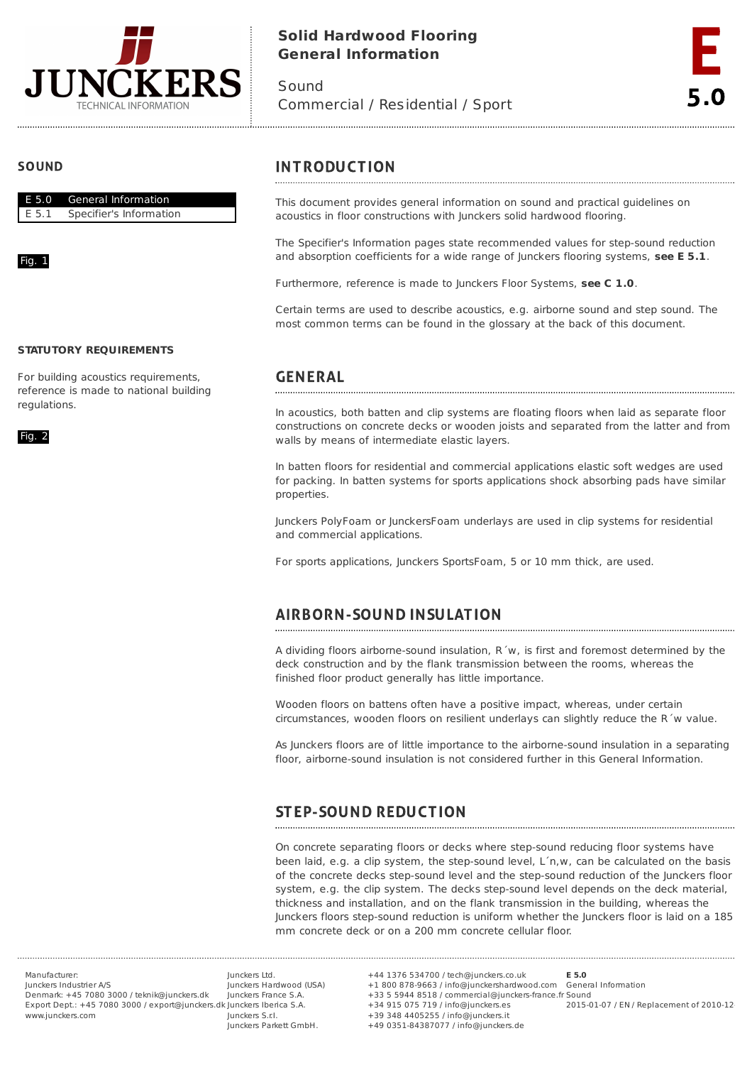# Solid Hardwood Flooring
## General Information

Sound
Commercial / Residential / Sport

E 5.0

## SOUND

| | |
|---|---|
| E 5.0 | General Information |
| E 5.1 | Specifier's Information |

Fig. 1

**STATUTORY REQUIREMENTS**

For building acoustics requirements, reference is made to national building regulations.

Fig. 2

## INTRODUCTION

This document provides general information on sound and practical guidelines on acoustics in floor constructions with Junckers solid hardwood flooring.

The Specifier's Information pages state recommended values for step-sound reduction and absorption coefficients for a wide range of Junckers flooring systems, **see E 5.1**.

Furthermore, reference is made to Junckers Floor Systems, **see C 1.0**.

Certain terms are used to describe acoustics, e.g. airborne sound and step sound. The most common terms can be found in the glossary at the back of this document.

## GENERAL

In acoustics, both batten and clip systems are floating floors when laid as separate floor constructions on concrete decks or wooden joists and separated from the latter and from walls by means of intermediate elastic layers.

In batten floors for residential and commercial applications elastic soft wedges are used for packing. In batten systems for sports applications shock absorbing pads have similar properties.

Junckers PolyFoam or JunckersFoam underlays are used in clip systems for residential and commercial applications.

For sports applications, Junckers SportsFoam, 5 or 10 mm thick, are used.

## AIRBORN-SOUND INSULATION

A dividing floors airborne-sound insulation, R´w, is first and foremost determined by the deck construction and by the flank transmission between the rooms, whereas the finished floor product generally has little importance.

Wooden floors on battens often have a positive impact, whereas, under certain circumstances, wooden floors on resilient underlays can slightly reduce the R´w value.

As Junckers floors are of little importance to the airborne-sound insulation in a separating floor, airborne-sound insulation is not considered further in this General Information.

## STEP-SOUND REDUCTION

On concrete separating floors or decks where step-sound reducing floor systems have been laid, e.g. a clip system, the step-sound level, L´n,w, can be calculated on the basis of the concrete decks step-sound level and the step-sound reduction of the Junckers floor system, e.g. the clip system. The decks step-sound level depends on the deck material, thickness and installation, and on the flank transmission in the building, whereas the Junckers floors step-sound reduction is uniform whether the Junckers floor is laid on a 185 mm concrete deck or on a 200 mm concrete cellular floor.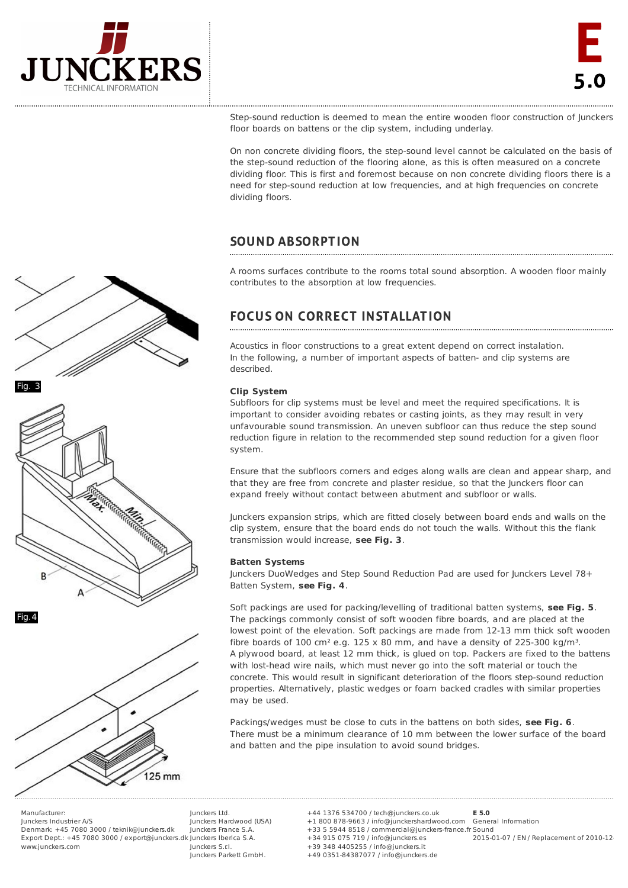Step-sound reduction is deemed to mean the entire wooden floor construction of Junckers floor boards on battens or the clip system, including underlay.

On non concrete dividing floors, the step-sound level cannot be calculated on the basis of the step-sound reduction of the flooring alone, as this is often measured on a concrete dividing floor. This is first and foremost because on non concrete dividing floors there is a need for step-sound reduction at low frequencies, and at high frequencies on concrete dividing floors.

## SOUND ABSORPTION

A rooms surfaces contribute to the rooms total sound absorption. A wooden floor mainly contributes to the absorption at low frequencies.

## FOCUS ON CORRECT INSTALLATION

Acoustics in floor constructions to a great extent depend on correct instalation. In the following, a number of important aspects of batten- and clip systems are described.

**Clip System**
Subfloors for clip systems must be level and meet the required specifications. It is important to consider avoiding rebates or casting joints, as they may result in very unfavourable sound transmission. An uneven subfloor can thus reduce the step sound reduction figure in relation to the recommended step sound reduction for a given floor system.

Ensure that the subfloors corners and edges along walls are clean and appear sharp, and that they are free from concrete and plaster residue, so that the Junckers floor can expand freely without contact between abutment and subfloor or walls.

Junckers expansion strips, which are fitted closely between board ends and walls on the clip system, ensure that the board ends do not touch the walls. Without this the flank transmission would increase, **see Fig. 3**.

Fig. 3

**Batten Systems**
Junckers DuoWedges and Step Sound Reduction Pad are used for Junckers Level 78+ Batten System, **see Fig. 4**.

Fig.4

Soft packings are used for packing/levelling of traditional batten systems, **see Fig. 5**. The packings commonly consist of soft wooden fibre boards, and are placed at the lowest point of the elevation. Soft packings are made from 12-13 mm thick soft wooden fibre boards of 100 cm² e.g. 125 x 80 mm, and have a density of 225-300 kg/m³. A plywood board, at least 12 mm thick, is glued on top. Packers are fixed to the battens with lost-head wire nails, which must never go into the soft material or touch the concrete. This would result in significant deterioration of the floors step-sound reduction properties. Alternatively, plastic wedges or foam backed cradles with similar properties may be used.

Packings/wedges must be close to cuts in the battens on both sides, **see Fig. 6**. There must be a minimum clearance of 10 mm between the lower surface of the board and batten and the pipe insulation to avoid sound bridges.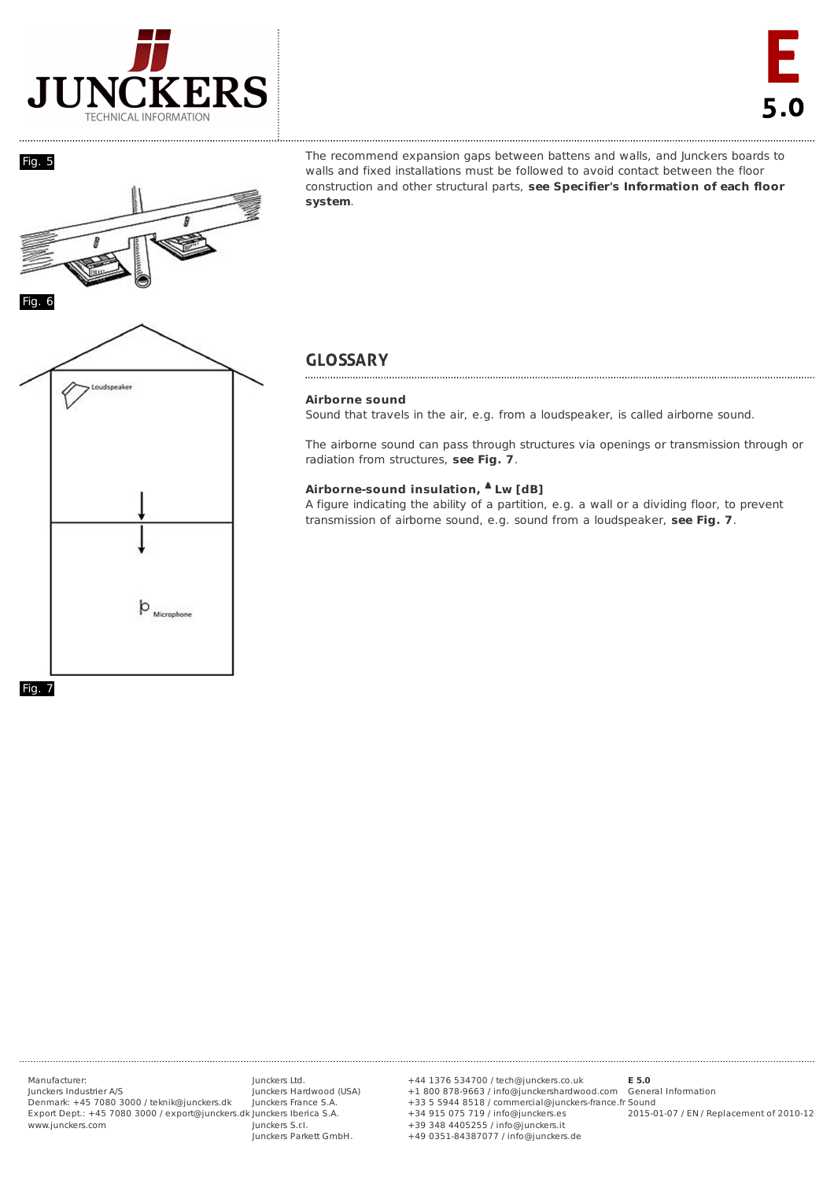Fig. 5

Fig. 6

Loudspeaker

Microphone

Fig. 7

The recommend expansion gaps between battens and walls, and Junckers boards to walls and fixed installations must be followed to avoid contact between the floor construction and other structural parts, **see Specifier's Information of each floor system**.

## GLOSSARY

**Airborne sound**
Sound that travels in the air, e.g. from a loudspeaker, is called airborne sound.

The airborne sound can pass through structures via openings or transmission through or radiation from structures, **see Fig. 7**.

**Airborne-sound insulation, ▲ Lw [dB]**
A figure indicating the ability of a partition, e.g. a wall or a dividing floor, to prevent transmission of airborne sound, e.g. sound from a loudspeaker, **see Fig. 7**.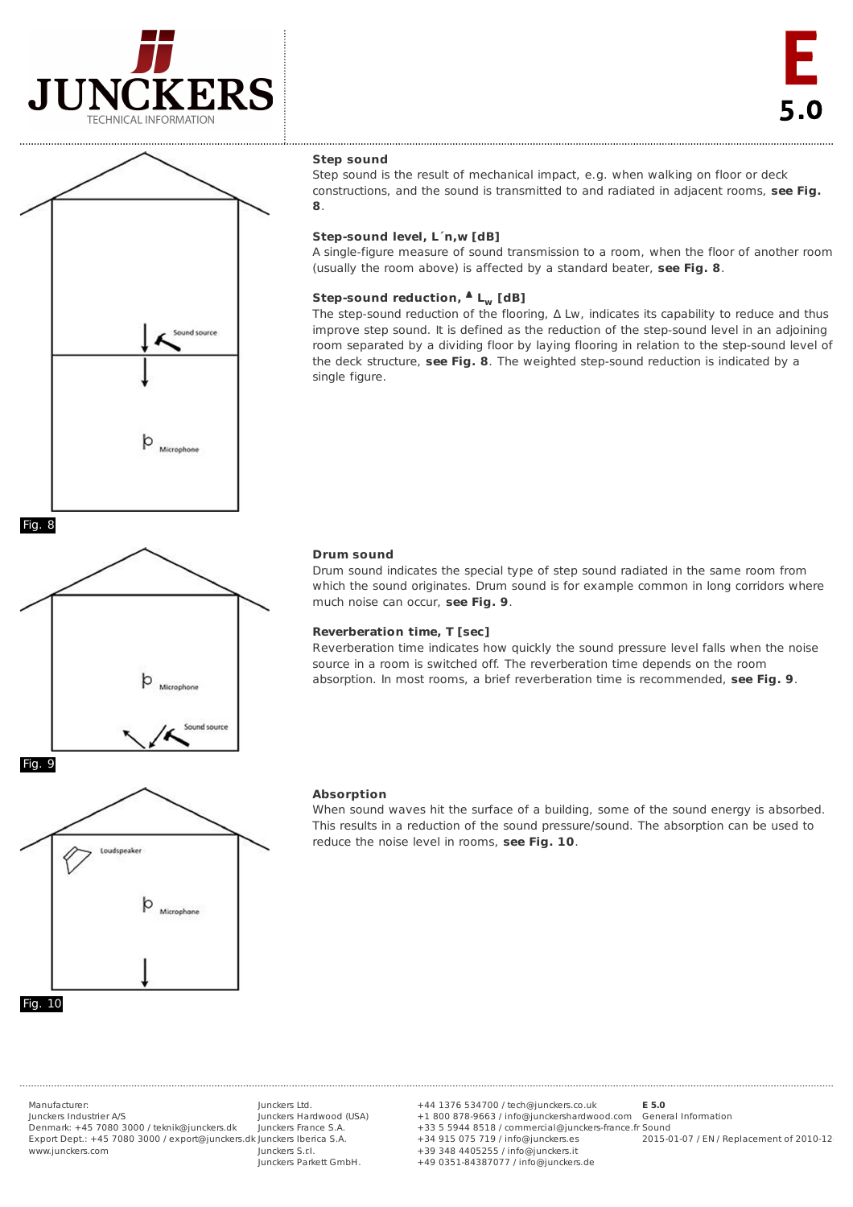## Step sound

Step sound is the result of mechanical impact, e.g. when walking on floor or deck constructions, and the sound is transmitted to and radiated in adjacent rooms, **see Fig. 8**.

### Step-sound level, L´n,w [dB]

A single-figure measure of sound transmission to a room, when the floor of another room (usually the room above) is affected by a standard beater, **see Fig. 8**.

### Step-sound reduction, $\Delta L_w$ [dB]

The step-sound reduction of the flooring, Δ Lw, indicates its capability to reduce and thus improve step sound. It is defined as the reduction of the step-sound level in an adjoining room separated by a dividing floor by laying flooring in relation to the step-sound level of the deck structure, **see Fig. 8**. The weighted step-sound reduction is indicated by a single figure.

Sound source

Microphone

Fig. 8

## Drum sound

Drum sound indicates the special type of step sound radiated in the same room from which the sound originates. Drum sound is for example common in long corridors where much noise can occur, **see Fig. 9**.

### Reverberation time, T [sec]

Reverberation time indicates how quickly the sound pressure level falls when the noise source in a room is switched off. The reverberation time depends on the room absorption. In most rooms, a brief reverberation time is recommended, **see Fig. 9**.

Microphone

Sound source

Fig. 9

## Absorption

When sound waves hit the surface of a building, some of the sound energy is absorbed. This results in a reduction of the sound pressure/sound. The absorption can be used to reduce the noise level in rooms, **see Fig. 10**.

Loudspeaker

Microphone

Fig. 10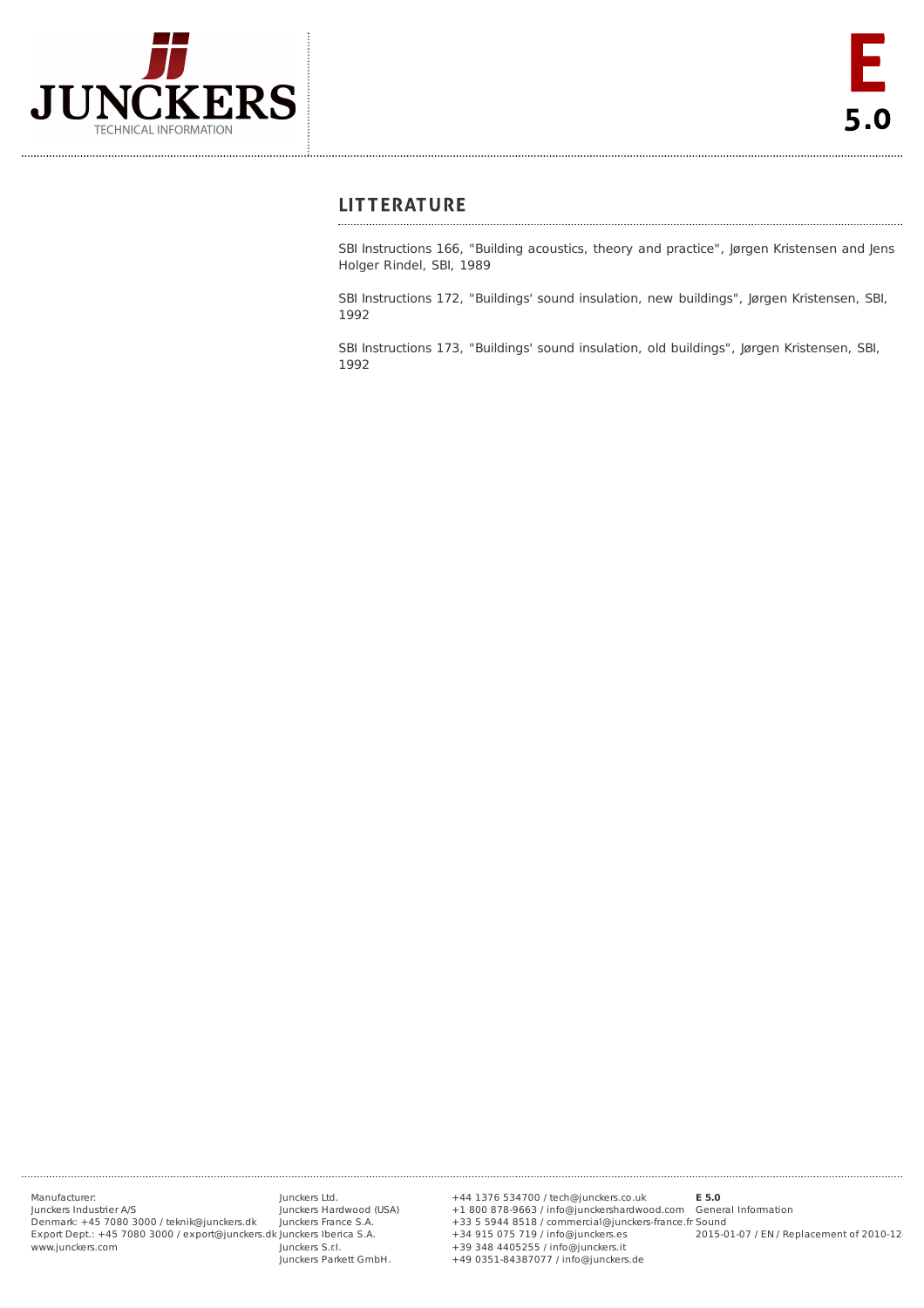## LITTERATURE

SBI Instructions 166, "Building acoustics, theory and practice", Jørgen Kristensen and Jens Holger Rindel, SBI, 1989

SBI Instructions 172, "Buildings' sound insulation, new buildings", Jørgen Kristensen, SBI, 1992

SBI Instructions 173, "Buildings' sound insulation, old buildings", Jørgen Kristensen, SBI, 1992